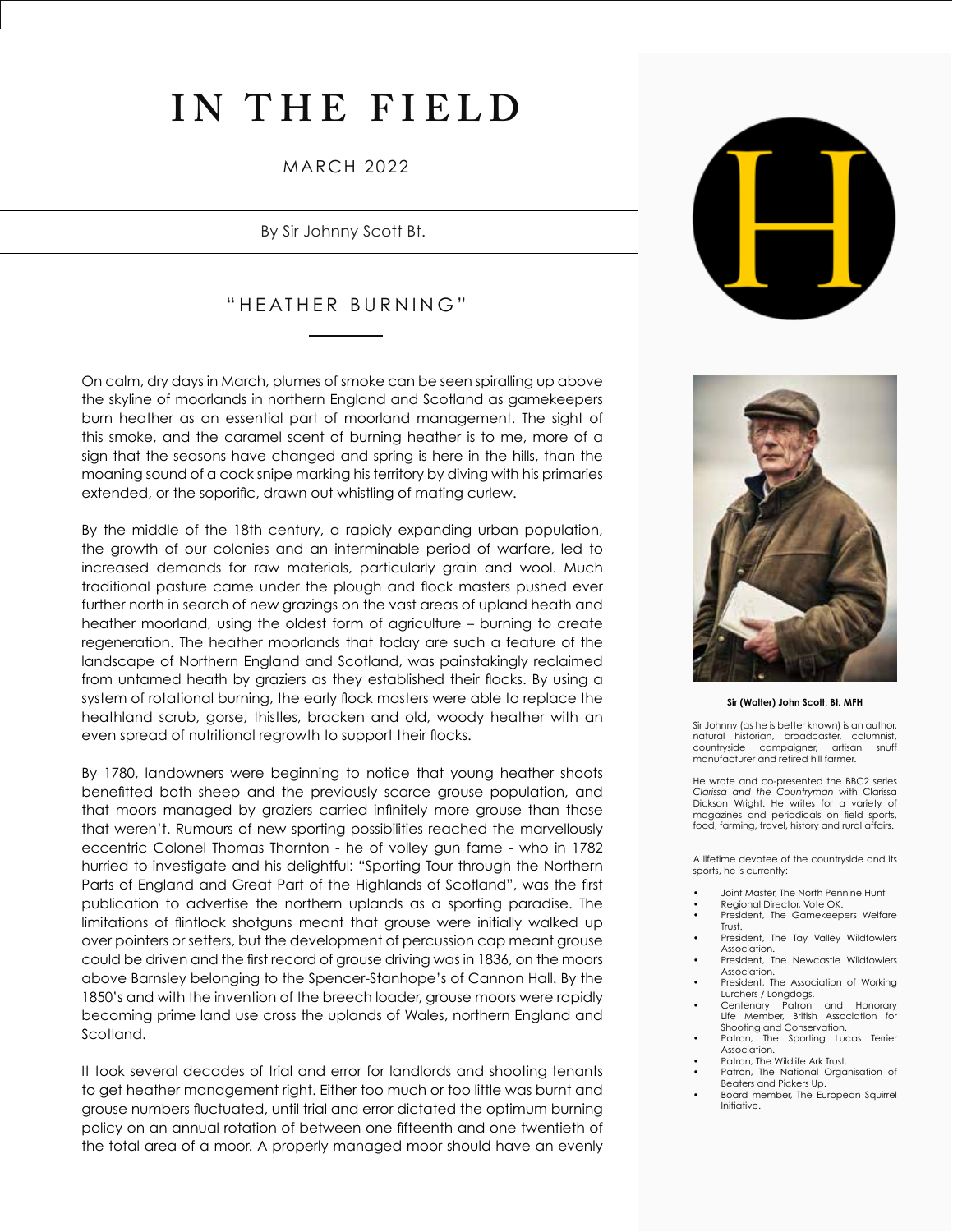# IN THE FIELD

MARCH 2022

By Sir Johnny Scott Bt.

## "HEATHER BURNING"

On calm, dry days in March, plumes of smoke can be seen spiralling up above the skyline of moorlands in northern England and Scotland as gamekeepers burn heather as an essential part of moorland management. The sight of this smoke, and the caramel scent of burning heather is to me, more of a sign that the seasons have changed and spring is here in the hills, than the moaning sound of a cock snipe marking his territory by diving with his primaries extended, or the soporific, drawn out whistling of mating curlew.

By the middle of the 18th century, a rapidly expanding urban population, the growth of our colonies and an interminable period of warfare, led to increased demands for raw materials, particularly grain and wool. Much traditional pasture came under the plough and flock masters pushed ever further north in search of new grazings on the vast areas of upland heath and heather moorland, using the oldest form of agriculture – burning to create regeneration. The heather moorlands that today are such a feature of the landscape of Northern England and Scotland, was painstakingly reclaimed from untamed heath by graziers as they established their flocks. By using a system of rotational burning, the early flock masters were able to replace the heathland scrub, gorse, thistles, bracken and old, woody heather with an even spread of nutritional regrowth to support their flocks.

By 1780, landowners were beginning to notice that young heather shoots benefitted both sheep and the previously scarce grouse population, and that moors managed by graziers carried infinitely more grouse than those that weren't. Rumours of new sporting possibilities reached the marvellously eccentric Colonel Thomas Thornton - he of volley gun fame - who in 1782 hurried to investigate and his delightful: "Sporting Tour through the Northern Parts of England and Great Part of the Highlands of Scotland", was the first publication to advertise the northern uplands as a sporting paradise. The limitations of flintlock shotguns meant that grouse were initially walked up over pointers or setters, but the development of percussion cap meant grouse could be driven and the first record of grouse driving was in 1836, on the moors above Barnsley belonging to the Spencer-Stanhope's of Cannon Hall. By the 1850's and with the invention of the breech loader, grouse moors were rapidly becoming prime land use cross the uplands of Wales, northern England and Scotland.

It took several decades of trial and error for landlords and shooting tenants to get heather management right. Either too much or too little was burnt and grouse numbers fluctuated, until trial and error dictated the optimum burning policy on an annual rotation of between one fifteenth and one twentieth of the total area of a moor. A properly managed moor should have an evenly

**Sir (Walter) John Scott, Bt. MFH**

Sir Johnny (as he is better known) is an author, natural historian, broadcaster, columnist, countryside campaigner, artisan snuff manufacturer and retired hill farmer.

He wrote and co-presented the BBC2 series *Clarissa and the Countryman* with Clarissa Dickson Wright. He writes for a variety of magazines and periodicals on field sports, food, farming, travel, history and rural affairs.

A lifetime devotee of the countryside and its sports, he is currently:

- Joint Master, The North Pennine Hunt
- Regional Director, Vote OK.
- President, The Gamekeepers Welfare Trust.
- President, The Tay Valley Wildfowlers Association.
- President, The Newcastle Wildfowlers Association.
- President, The Association of Working Lurchers / Longdogs.
- Centenary Patron and Honorary Life Member, British Association for Shooting and Conservation.
- Patron, The Sporting Lucas Terrier Association.
- Patron, The Wildlife Ark Trust.
- Patron, The National Organisation of Beaters and Pickers Up.
- Board member, The European Squirrel Initiative.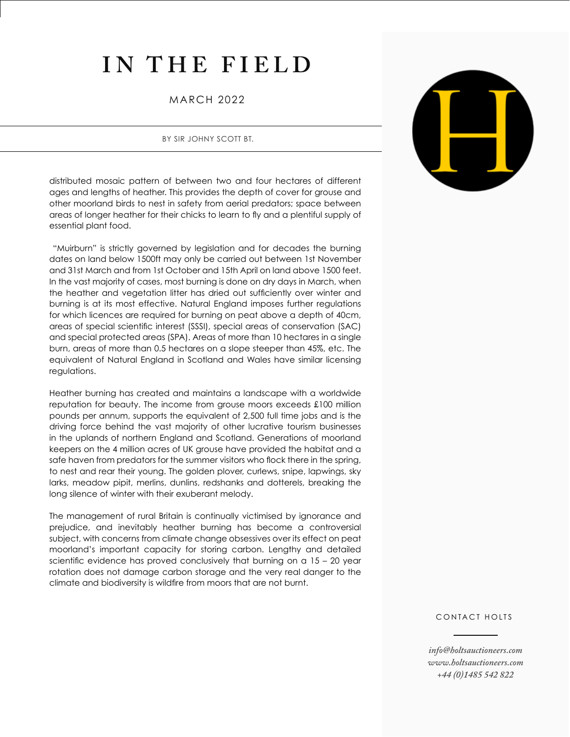# IN THE FIELD

MARCH 2022

BY SIR JOHNY SCOTT BT.

distributed mosaic pattern of between two and four hectares of different ages and lengths of heather. This provides the depth of cover for grouse and other moorland birds to nest in safety from aerial predators; space between areas of longer heather for their chicks to learn to fly and a plentiful supply of essential plant food.

"Muirburn" is strictly governed by legislation and for decades the burning dates on land below 1500ft may only be carried out between 1st November and 31st March and from 1st October and 15th April on land above 1500 feet. In the vast majority of cases, most burning is done on dry days in March, when the heather and vegetation litter has dried out sufficiently over winter and burning is at its most effective. Natural England imposes further regulations for which licences are required for burning on peat above a depth of 40cm, areas of special scientific interest (SSSI), special areas of conservation (SAC) and special protected areas (SPA). Areas of more than 10 hectares in a single burn, areas of more than 0.5 hectares on a slope steeper than 45%, etc. The equivalent of Natural England in Scotland and Wales have similar licensing regulations.

Heather burning has created and maintains a landscape with a worldwide reputation for beauty. The income from grouse moors exceeds £100 million pounds per annum, supports the equivalent of 2,500 full time jobs and is the driving force behind the vast majority of other lucrative tourism businesses in the uplands of northern England and Scotland. Generations of moorland keepers on the 4 million acres of UK grouse have provided the habitat and a safe haven from predators for the summer visitors who flock there in the spring, to nest and rear their young. The golden plover, curlews, snipe, lapwings, sky larks, meadow pipit, merlins, dunlins, redshanks and dotterels, breaking the long silence of winter with their exuberant melody.

The management of rural Britain is continually victimised by ignorance and prejudice, and inevitably heather burning has become a controversial subject, with concerns from climate change obsessives over its effect on peat moorland's important capacity for storing carbon. Lengthy and detailed scientific evidence has proved conclusively that burning on a 15 – 20 year rotation does not damage carbon storage and the very real danger to the climate and biodiversity is wildfire from moors that are not burnt.

CONTACT HOLTS

*info@holtsauctioneers.com*
*www.holtsauctioneers.com*
*+44 (0)1485 542 822*